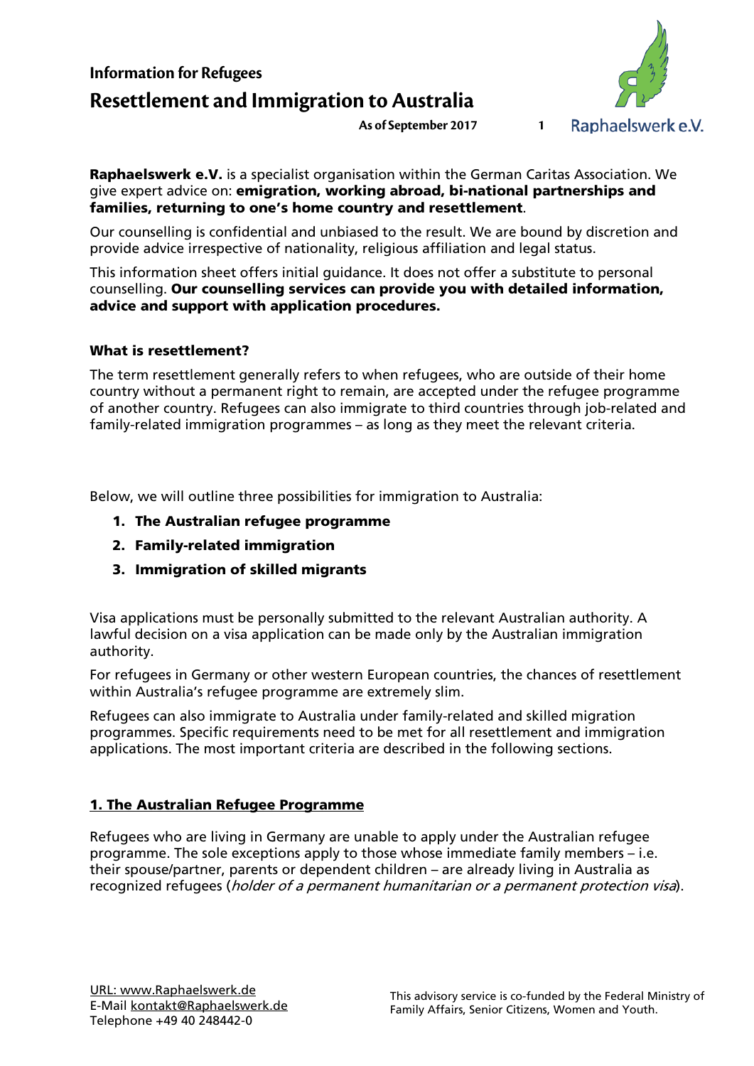Information for Refugees

# Resettlement and Immigration to Australia

**As of September 2017**

**Raphaelswerk e.V.** is a specialist organisation within the German Caritas Association. We give expert advice on: **emigration, working abroad, bi-national partnerships and families, returning to one's home country and resettlement**.

Our counselling is confidential and unbiased to the result. We are bound by discretion and provide advice irrespective of nationality, religious affiliation and legal status.

This information sheet offers initial guidance. It does not offer a substitute to personal counselling. **Our counselling services can provide you with detailed information, advice and support with application procedures.**

### What is resettlement?

The term resettlement generally refers to when refugees, who are outside of their home country without a permanent right to remain, are accepted under the refugee programme of another country. Refugees can also immigrate to third countries through job-related and family-related immigration programmes – as long as they meet the relevant criteria.

Below, we will outline three possibilities for immigration to Australia:

1. **The Australian refugee programme**
2. **Family-related immigration**
3. **Immigration of skilled migrants**

Visa applications must be personally submitted to the relevant Australian authority. A lawful decision on a visa application can be made only by the Australian immigration authority.

For refugees in Germany or other western European countries, the chances of resettlement within Australia's refugee programme are extremely slim.

Refugees can also immigrate to Australia under family-related and skilled migration programmes. Specific requirements need to be met for all resettlement and immigration applications. The most important criteria are described in the following sections.

## 1. The Australian Refugee Programme

Refugees who are living in Germany are unable to apply under the Australian refugee programme. The sole exceptions apply to those whose immediate family members – i.e. their spouse/partner, parents or dependent children – are already living in Australia as recognized refugees (*holder of a permanent humanitarian or a permanent protection visa*).

URL: www.Raphaelswerk.de
E-Mail kontakt@Raphaelswerk.de
Telephone +49 40 248442-0

This advisory service is co-funded by the Federal Ministry of Family Affairs, Senior Citizens, Women and Youth.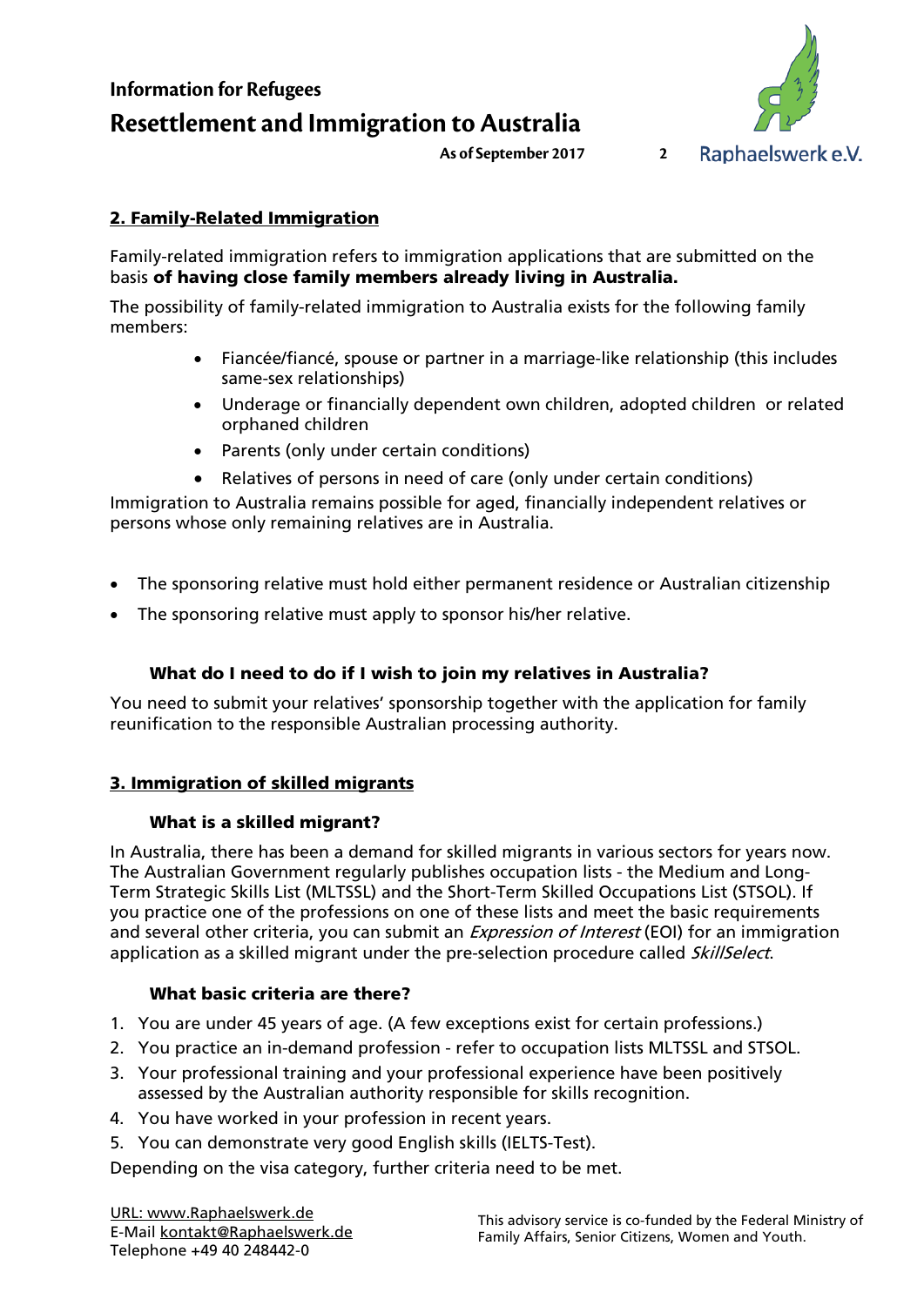## 2. Family-Related Immigration

Family-related immigration refers to immigration applications that are submitted on the basis **of having close family members already living in Australia.**

The possibility of family-related immigration to Australia exists for the following family members:

- Fiancée/fiancé, spouse or partner in a marriage-like relationship (this includes same-sex relationships)
- Underage or financially dependent own children, adopted children or related orphaned children
- Parents (only under certain conditions)
- Relatives of persons in need of care (only under certain conditions)

Immigration to Australia remains possible for aged, financially independent relatives or persons whose only remaining relatives are in Australia.

- The sponsoring relative must hold either permanent residence or Australian citizenship
- The sponsoring relative must apply to sponsor his/her relative.

### What do I need to do if I wish to join my relatives in Australia?

You need to submit your relatives' sponsorship together with the application for family reunification to the responsible Australian processing authority.

## 3. Immigration of skilled migrants

### What is a skilled migrant?

In Australia, there has been a demand for skilled migrants in various sectors for years now. The Australian Government regularly publishes occupation lists - the Medium and Long-Term Strategic Skills List (MLTSSL) and the Short-Term Skilled Occupations List (STSOL). If you practice one of the professions on one of these lists and meet the basic requirements and several other criteria, you can submit an *Expression of Interest* (EOI) for an immigration application as a skilled migrant under the pre-selection procedure called *SkillSelect*.

### What basic criteria are there?

1. You are under 45 years of age. (A few exceptions exist for certain professions.)
2. You practice an in-demand profession - refer to occupation lists MLTSSL and STSOL.
3. Your professional training and your professional experience have been positively assessed by the Australian authority responsible for skills recognition.
4. You have worked in your profession in recent years.
5. You can demonstrate very good English skills (IELTS-Test).

Depending on the visa category, further criteria need to be met.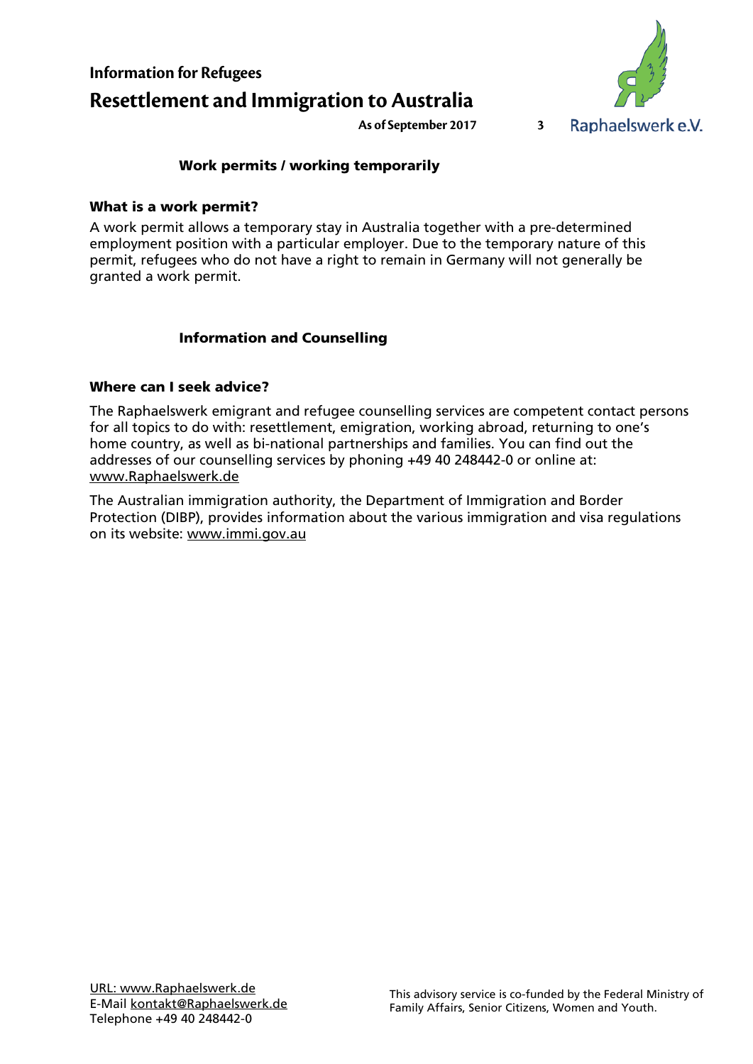## Work permits / working temporarily

### What is a work permit?

A work permit allows a temporary stay in Australia together with a pre-determined employment position with a particular employer. Due to the temporary nature of this permit, refugees who do not have a right to remain in Germany will not generally be granted a work permit.

## Information and Counselling

### Where can I seek advice?

The Raphaelswerk emigrant and refugee counselling services are competent contact persons for all topics to do with: resettlement, emigration, working abroad, returning to one's home country, as well as bi-national partnerships and families. You can find out the addresses of our counselling services by phoning +49 40 248442-0 or online at: www.Raphaelswerk.de

The Australian immigration authority, the Department of Immigration and Border Protection (DIBP), provides information about the various immigration and visa regulations on its website: www.immi.gov.au

URL: www.Raphaelswerk.de
E-Mail kontakt@Raphaelswerk.de
Telephone +49 40 248442-0

This advisory service is co-funded by the Federal Ministry of Family Affairs, Senior Citizens, Women and Youth.